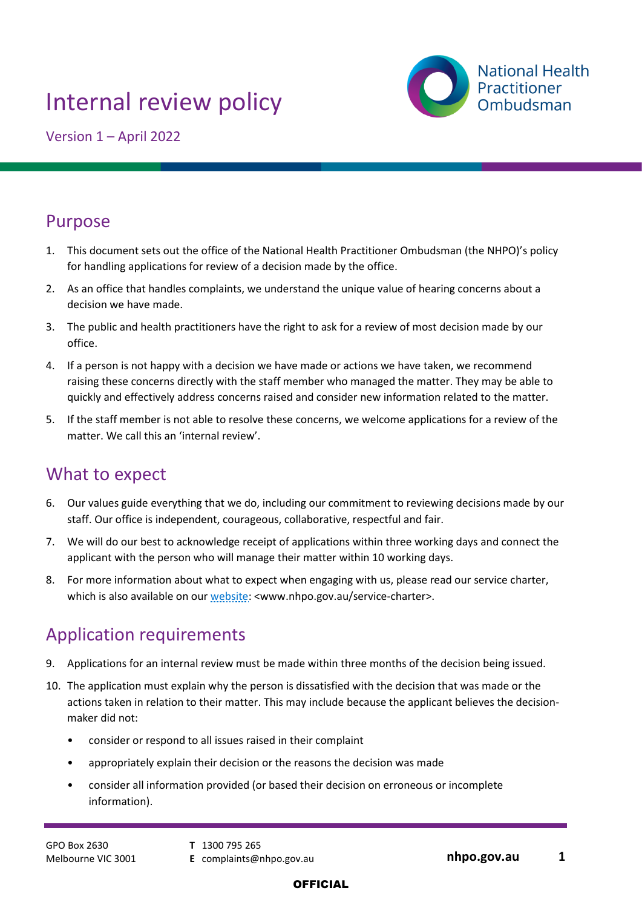# Internal review policy

Version 1 – April 2022

## Purpose

1. This document sets out the office of the National Health Practitioner Ombudsman (the NHPO)'s policy for handling applications for review of a decision made by the office.
2. As an office that handles complaints, we understand the unique value of hearing concerns about a decision we have made.
3. The public and health practitioners have the right to ask for a review of most decision made by our office.
4. If a person is not happy with a decision we have made or actions we have taken, we recommend raising these concerns directly with the staff member who managed the matter. They may be able to quickly and effectively address concerns raised and consider new information related to the matter.
5. If the staff member is not able to resolve these concerns, we welcome applications for a review of the matter. We call this an 'internal review'.

## What to expect

6. Our values guide everything that we do, including our commitment to reviewing decisions made by our staff. Our office is independent, courageous, collaborative, respectful and fair.
7. We will do our best to acknowledge receipt of applications within three working days and connect the applicant with the person who will manage their matter within 10 working days.
8. For more information about what to expect when engaging with us, please read our service charter, which is also available on our website: <www.nhpo.gov.au/service-charter>.

## Application requirements

9. Applications for an internal review must be made within three months of the decision being issued.
10. The application must explain why the person is dissatisfied with the decision that was made or the actions taken in relation to their matter. This may include because the applicant believes the decision-maker did not:
    - consider or respond to all issues raised in their complaint
    - appropriately explain their decision or the reasons the decision was made
    - consider all information provided (or based their decision on erroneous or incomplete information).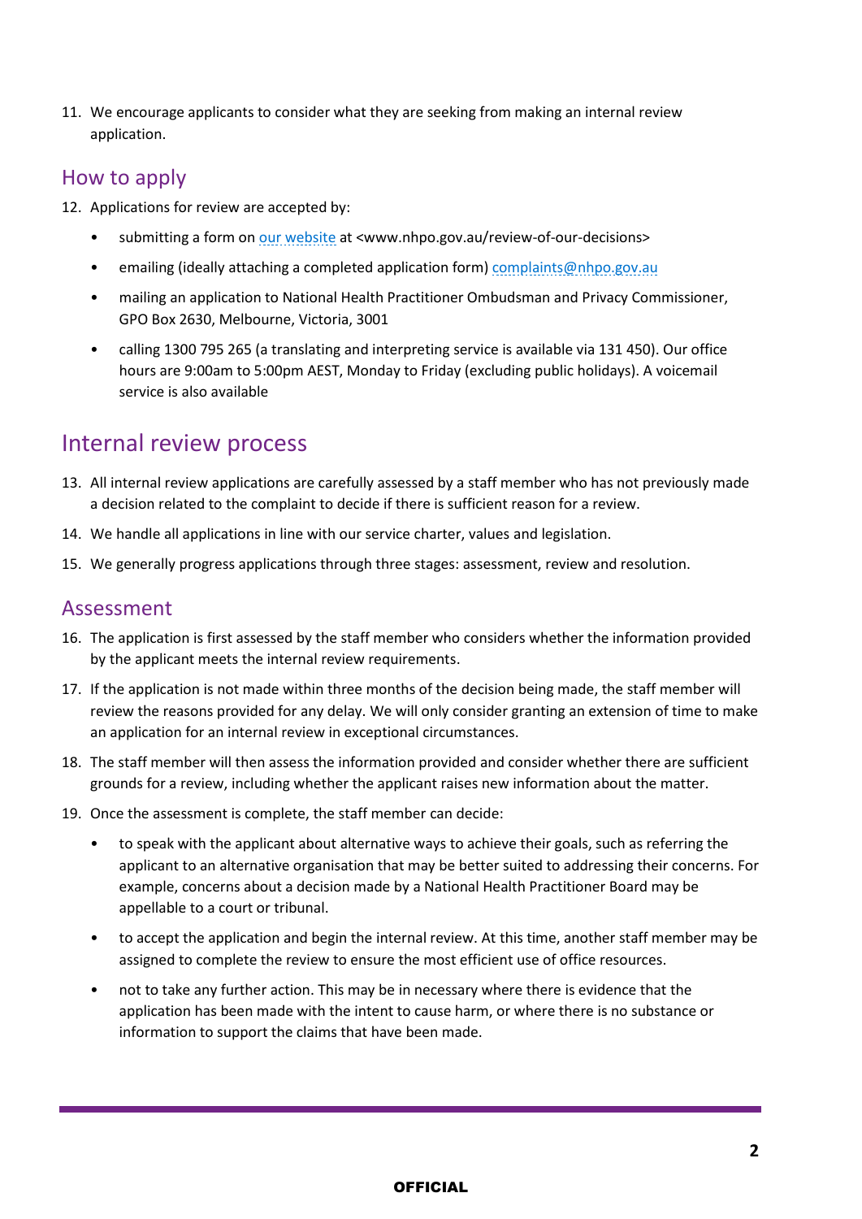11. We encourage applicants to consider what they are seeking from making an internal review application.

## How to apply

12. Applications for review are accepted by:
    - submitting a form on [our website](www.nhpo.gov.au/review-of-our-decisions) at <www.nhpo.gov.au/review-of-our-decisions>
    - emailing (ideally attaching a completed application form) complaints@nhpo.gov.au
    - mailing an application to National Health Practitioner Ombudsman and Privacy Commissioner, GPO Box 2630, Melbourne, Victoria, 3001
    - calling 1300 795 265 (a translating and interpreting service is available via 131 450). Our office hours are 9:00am to 5:00pm AEST, Monday to Friday (excluding public holidays). A voicemail service is also available

# Internal review process

13. All internal review applications are carefully assessed by a staff member who has not previously made a decision related to the complaint to decide if there is sufficient reason for a review.
14. We handle all applications in line with our service charter, values and legislation.
15. We generally progress applications through three stages: assessment, review and resolution.

## Assessment

16. The application is first assessed by the staff member who considers whether the information provided by the applicant meets the internal review requirements.
17. If the application is not made within three months of the decision being made, the staff member will review the reasons provided for any delay. We will only consider granting an extension of time to make an application for an internal review in exceptional circumstances.
18. The staff member will then assess the information provided and consider whether there are sufficient grounds for a review, including whether the applicant raises new information about the matter.
19. Once the assessment is complete, the staff member can decide:
    - to speak with the applicant about alternative ways to achieve their goals, such as referring the applicant to an alternative organisation that may be better suited to addressing their concerns. For example, concerns about a decision made by a National Health Practitioner Board may be appellable to a court or tribunal.
    - to accept the application and begin the internal review. At this time, another staff member may be assigned to complete the review to ensure the most efficient use of office resources.
    - not to take any further action. This may be in necessary where there is evidence that the application has been made with the intent to cause harm, or where there is no substance or information to support the claims that have been made.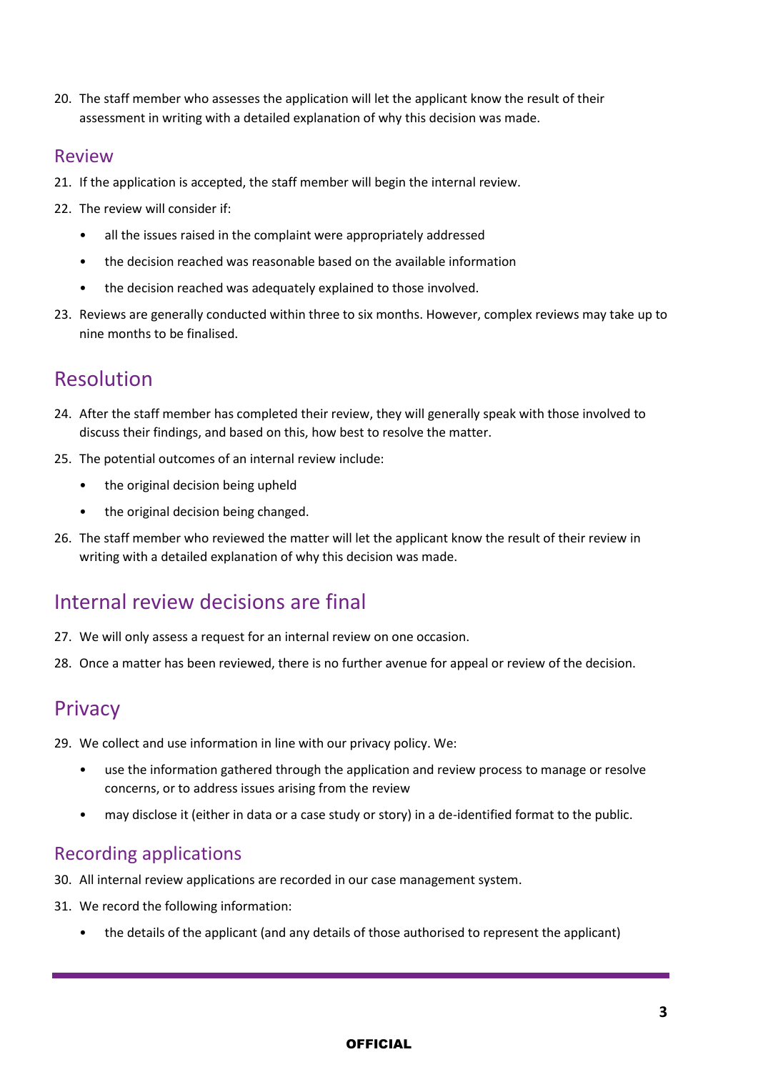20. The staff member who assesses the application will let the applicant know the result of their assessment in writing with a detailed explanation of why this decision was made.

### Review

21. If the application is accepted, the staff member will begin the internal review.
22. The review will consider if:
    - all the issues raised in the complaint were appropriately addressed
    - the decision reached was reasonable based on the available information
    - the decision reached was adequately explained to those involved.
23. Reviews are generally conducted within three to six months. However, complex reviews may take up to nine months to be finalised.

## Resolution

24. After the staff member has completed their review, they will generally speak with those involved to discuss their findings, and based on this, how best to resolve the matter.
25. The potential outcomes of an internal review include:
    - the original decision being upheld
    - the original decision being changed.
26. The staff member who reviewed the matter will let the applicant know the result of their review in writing with a detailed explanation of why this decision was made.

## Internal review decisions are final

27. We will only assess a request for an internal review on one occasion.
28. Once a matter has been reviewed, there is no further avenue for appeal or review of the decision.

## Privacy

29. We collect and use information in line with our privacy policy. We:
    - use the information gathered through the application and review process to manage or resolve concerns, or to address issues arising from the review
    - may disclose it (either in data or a case study or story) in a de-identified format to the public.

### Recording applications

30. All internal review applications are recorded in our case management system.
31. We record the following information:
    - the details of the applicant (and any details of those authorised to represent the applicant)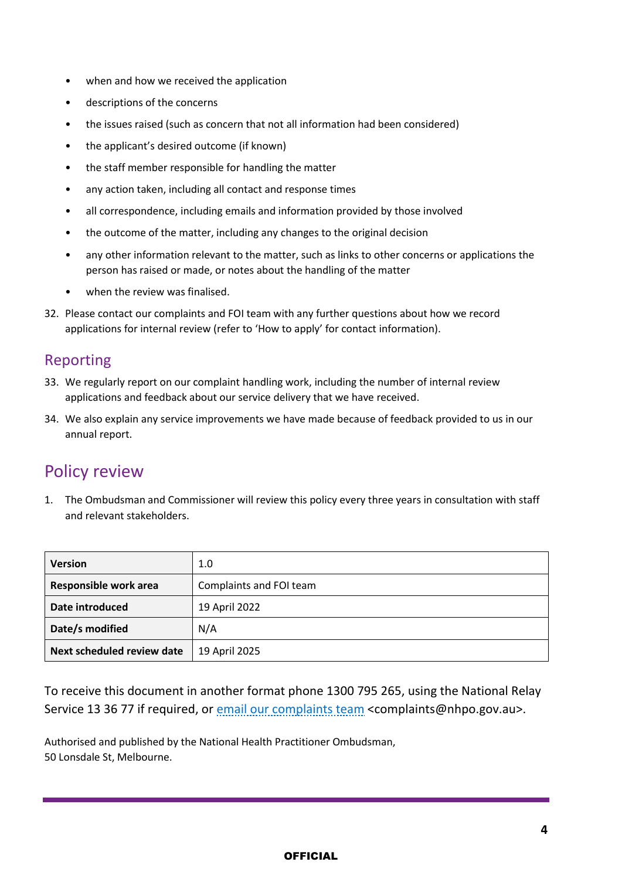- when and how we received the application
- descriptions of the concerns
- the issues raised (such as concern that not all information had been considered)
- the applicant's desired outcome (if known)
- the staff member responsible for handling the matter
- any action taken, including all contact and response times
- all correspondence, including emails and information provided by those involved
- the outcome of the matter, including any changes to the original decision
- any other information relevant to the matter, such as links to other concerns or applications the person has raised or made, or notes about the handling of the matter
- when the review was finalised.

32. Please contact our complaints and FOI team with any further questions about how we record applications for internal review (refer to 'How to apply' for contact information).

## Reporting

33. We regularly report on our complaint handling work, including the number of internal review applications and feedback about our service delivery that we have received.
34. We also explain any service improvements we have made because of feedback provided to us in our annual report.

# Policy review

1. The Ombudsman and Commissioner will review this policy every three years in consultation with staff and relevant stakeholders.

| **Version** | 1.0 |
|---|---|
| **Responsible work area** | Complaints and FOI team |
| **Date introduced** | 19 April 2022 |
| **Date/s modified** | N/A |
| **Next scheduled review date** | 19 April 2025 |

To receive this document in another format phone 1300 795 265, using the National Relay Service 13 36 77 if required, or [email our complaints team](mailto:complaints@nhpo.gov.au) <complaints@nhpo.gov.au>.

Authorised and published by the National Health Practitioner Ombudsman,
50 Lonsdale St, Melbourne.

OFFICIAL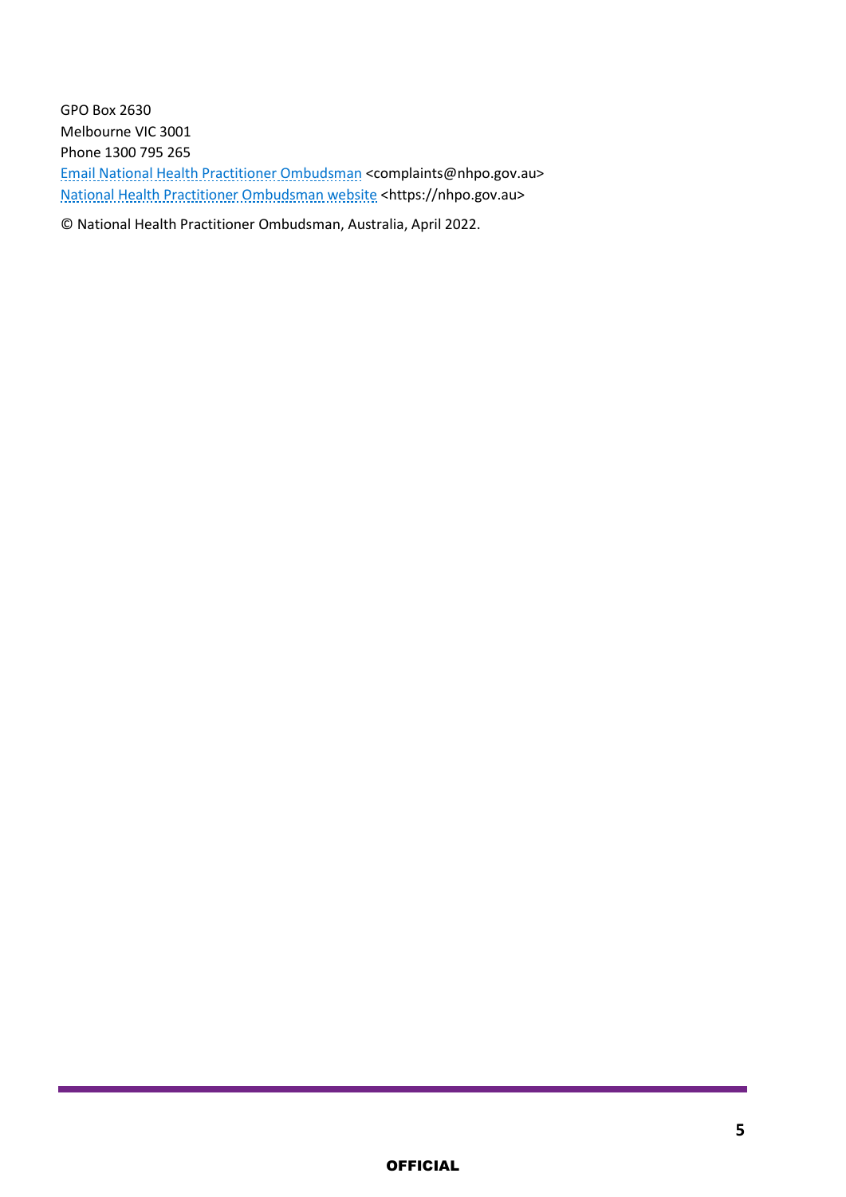GPO Box 2630
Melbourne VIC 3001
Phone 1300 795 265
Email National Health Practitioner Ombudsman <complaints@nhpo.gov.au>
National Health Practitioner Ombudsman website <https://nhpo.gov.au>

© National Health Practitioner Ombudsman, Australia, April 2022.

OFFICIAL